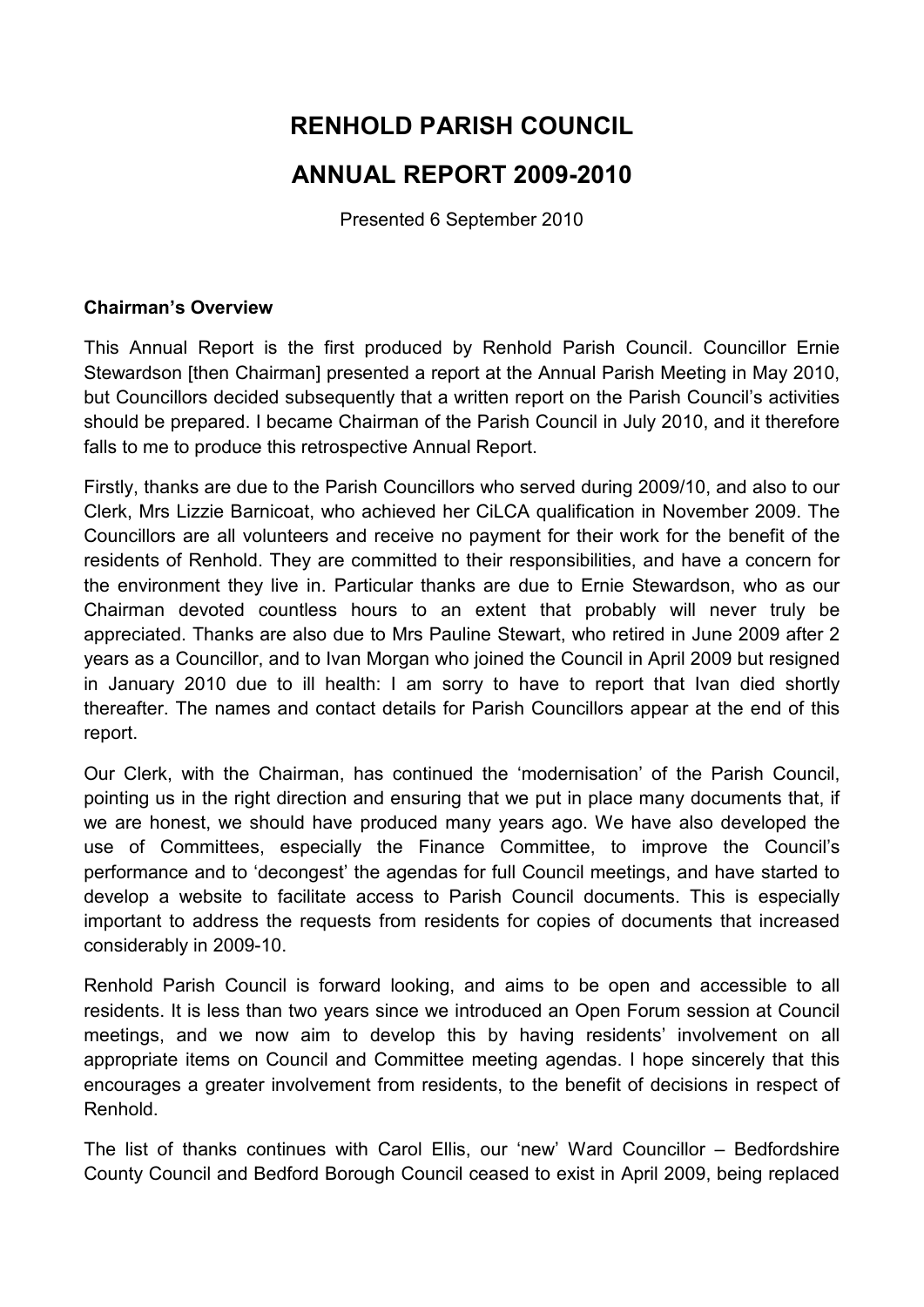# RENHOLD PARISH COUNCIL

# ANNUAL REPORT 2009-2010

Presented 6 September 2010

**Chairman's Overview**

This Annual Report is the first produced by Renhold Parish Council. Councillor Ernie Stewardson [then Chairman] presented a report at the Annual Parish Meeting in May 2010, but Councillors decided subsequently that a written report on the Parish Council's activities should be prepared. I became Chairman of the Parish Council in July 2010, and it therefore falls to me to produce this retrospective Annual Report.

Firstly, thanks are due to the Parish Councillors who served during 2009/10, and also to our Clerk, Mrs Lizzie Barnicoat, who achieved her CiLCA qualification in November 2009. The Councillors are all volunteers and receive no payment for their work for the benefit of the residents of Renhold. They are committed to their responsibilities, and have a concern for the environment they live in. Particular thanks are due to Ernie Stewardson, who as our Chairman devoted countless hours to an extent that probably will never truly be appreciated. Thanks are also due to Mrs Pauline Stewart, who retired in June 2009 after 2 years as a Councillor, and to Ivan Morgan who joined the Council in April 2009 but resigned in January 2010 due to ill health: I am sorry to have to report that Ivan died shortly thereafter. The names and contact details for Parish Councillors appear at the end of this report.

Our Clerk, with the Chairman, has continued the 'modernisation' of the Parish Council, pointing us in the right direction and ensuring that we put in place many documents that, if we are honest, we should have produced many years ago. We have also developed the use of Committees, especially the Finance Committee, to improve the Council's performance and to 'decongest' the agendas for full Council meetings, and have started to develop a website to facilitate access to Parish Council documents. This is especially important to address the requests from residents for copies of documents that increased considerably in 2009-10.

Renhold Parish Council is forward looking, and aims to be open and accessible to all residents. It is less than two years since we introduced an Open Forum session at Council meetings, and we now aim to develop this by having residents' involvement on all appropriate items on Council and Committee meeting agendas. I hope sincerely that this encourages a greater involvement from residents, to the benefit of decisions in respect of Renhold.

The list of thanks continues with Carol Ellis, our 'new' Ward Councillor – Bedfordshire County Council and Bedford Borough Council ceased to exist in April 2009, being replaced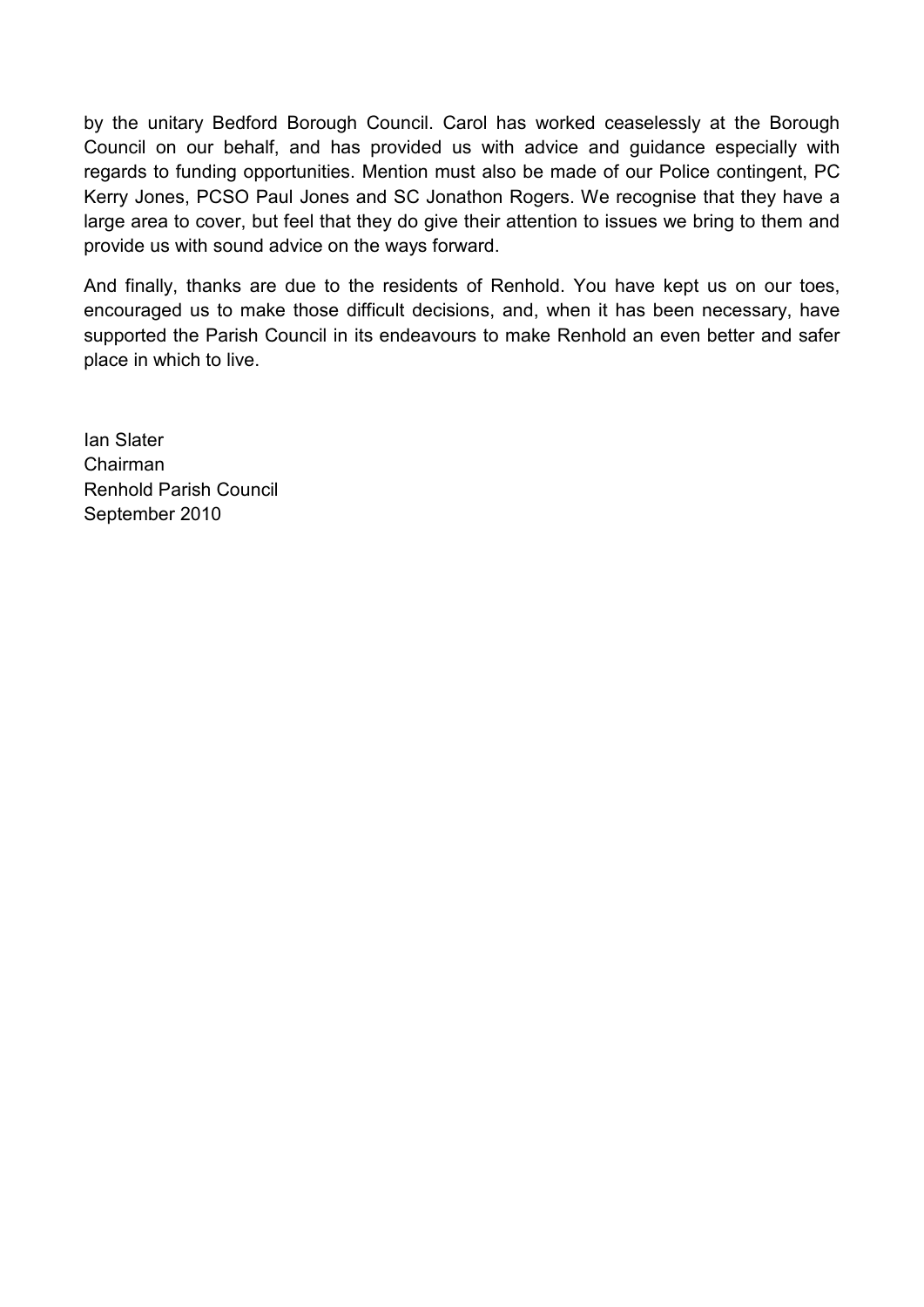by the unitary Bedford Borough Council. Carol has worked ceaselessly at the Borough Council on our behalf, and has provided us with advice and guidance especially with regards to funding opportunities. Mention must also be made of our Police contingent, PC Kerry Jones, PCSO Paul Jones and SC Jonathon Rogers. We recognise that they have a large area to cover, but feel that they do give their attention to issues we bring to them and provide us with sound advice on the ways forward.

And finally, thanks are due to the residents of Renhold. You have kept us on our toes, encouraged us to make those difficult decisions, and, when it has been necessary, have supported the Parish Council in its endeavours to make Renhold an even better and safer place in which to live.

Ian Slater  
Chairman  
Renhold Parish Council  
September 2010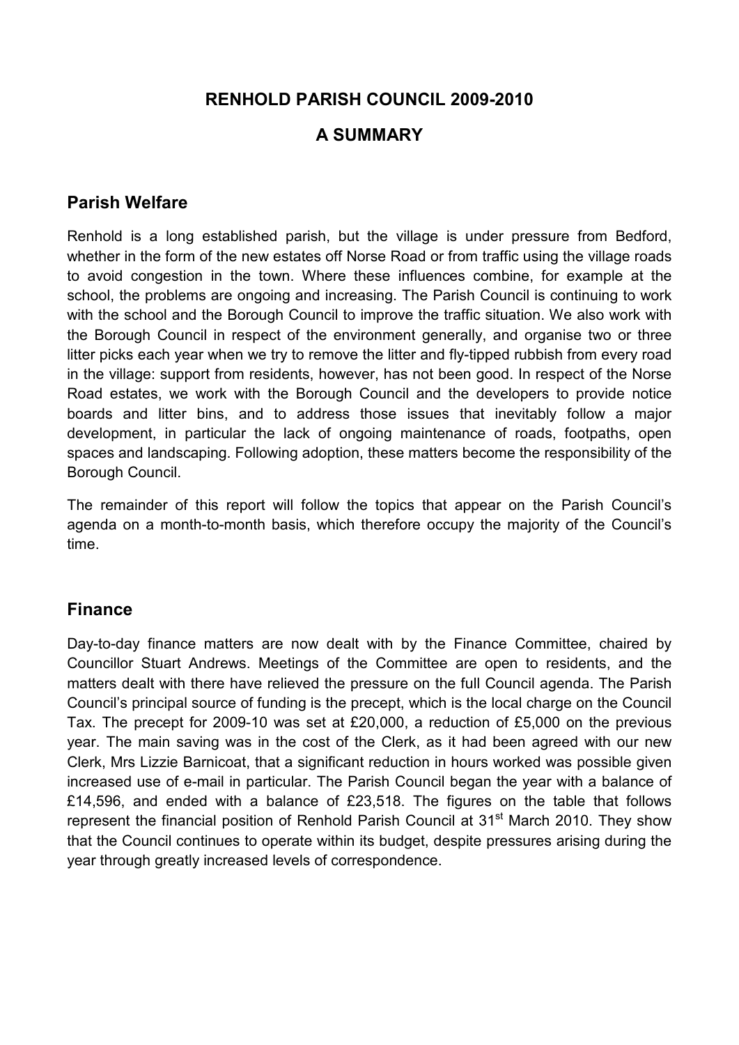# RENHOLD PARISH COUNCIL 2009-2010

# A SUMMARY

## Parish Welfare

Renhold is a long established parish, but the village is under pressure from Bedford, whether in the form of the new estates off Norse Road or from traffic using the village roads to avoid congestion in the town. Where these influences combine, for example at the school, the problems are ongoing and increasing. The Parish Council is continuing to work with the school and the Borough Council to improve the traffic situation. We also work with the Borough Council in respect of the environment generally, and organise two or three litter picks each year when we try to remove the litter and fly-tipped rubbish from every road in the village: support from residents, however, has not been good. In respect of the Norse Road estates, we work with the Borough Council and the developers to provide notice boards and litter bins, and to address those issues that inevitably follow a major development, in particular the lack of ongoing maintenance of roads, footpaths, open spaces and landscaping. Following adoption, these matters become the responsibility of the Borough Council.

The remainder of this report will follow the topics that appear on the Parish Council's agenda on a month-to-month basis, which therefore occupy the majority of the Council's time.

## Finance

Day-to-day finance matters are now dealt with by the Finance Committee, chaired by Councillor Stuart Andrews. Meetings of the Committee are open to residents, and the matters dealt with there have relieved the pressure on the full Council agenda. The Parish Council's principal source of funding is the precept, which is the local charge on the Council Tax. The precept for 2009-10 was set at £20,000, a reduction of £5,000 on the previous year. The main saving was in the cost of the Clerk, as it had been agreed with our new Clerk, Mrs Lizzie Barnicoat, that a significant reduction in hours worked was possible given increased use of e-mail in particular. The Parish Council began the year with a balance of £14,596, and ended with a balance of £23,518. The figures on the table that follows represent the financial position of Renhold Parish Council at 31st March 2010. They show that the Council continues to operate within its budget, despite pressures arising during the year through greatly increased levels of correspondence.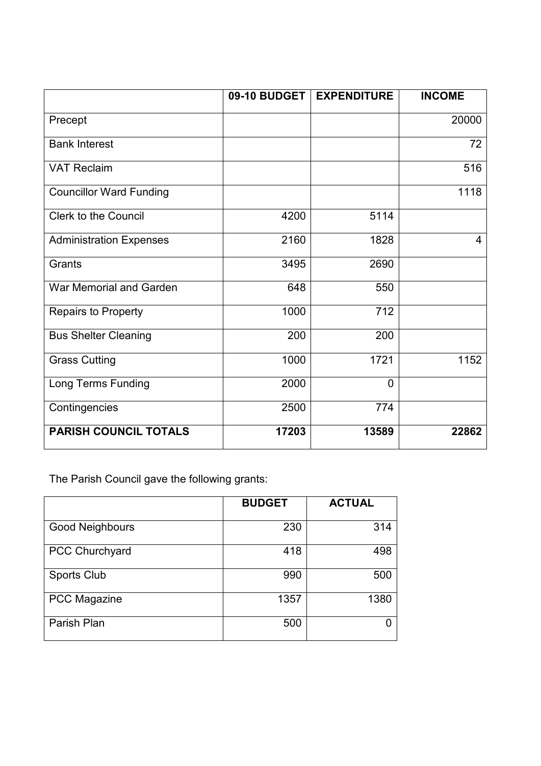| | 09-10 BUDGET | EXPENDITURE | INCOME |
|---|---|---|---|
| Precept | | | 20000 |
| Bank Interest | | | 72 |
| VAT Reclaim | | | 516 |
| Councillor Ward Funding | | | 1118 |
| Clerk to the Council | 4200 | 5114 | |
| Administration Expenses | 2160 | 1828 | 4 |
| Grants | 3495 | 2690 | |
| War Memorial and Garden | 648 | 550 | |
| Repairs to Property | 1000 | 712 | |
| Bus Shelter Cleaning | 200 | 200 | |
| Grass Cutting | 1000 | 1721 | 1152 |
| Long Terms Funding | 2000 | 0 | |
| Contingencies | 2500 | 774 | |
| **PARISH COUNCIL TOTALS** | **17203** | **13589** | **22862** |

The Parish Council gave the following grants:

| | BUDGET | ACTUAL |
|---|---|---|
| Good Neighbours | 230 | 314 |
| PCC Churchyard | 418 | 498 |
| Sports Club | 990 | 500 |
| PCC Magazine | 1357 | 1380 |
| Parish Plan | 500 | 0 |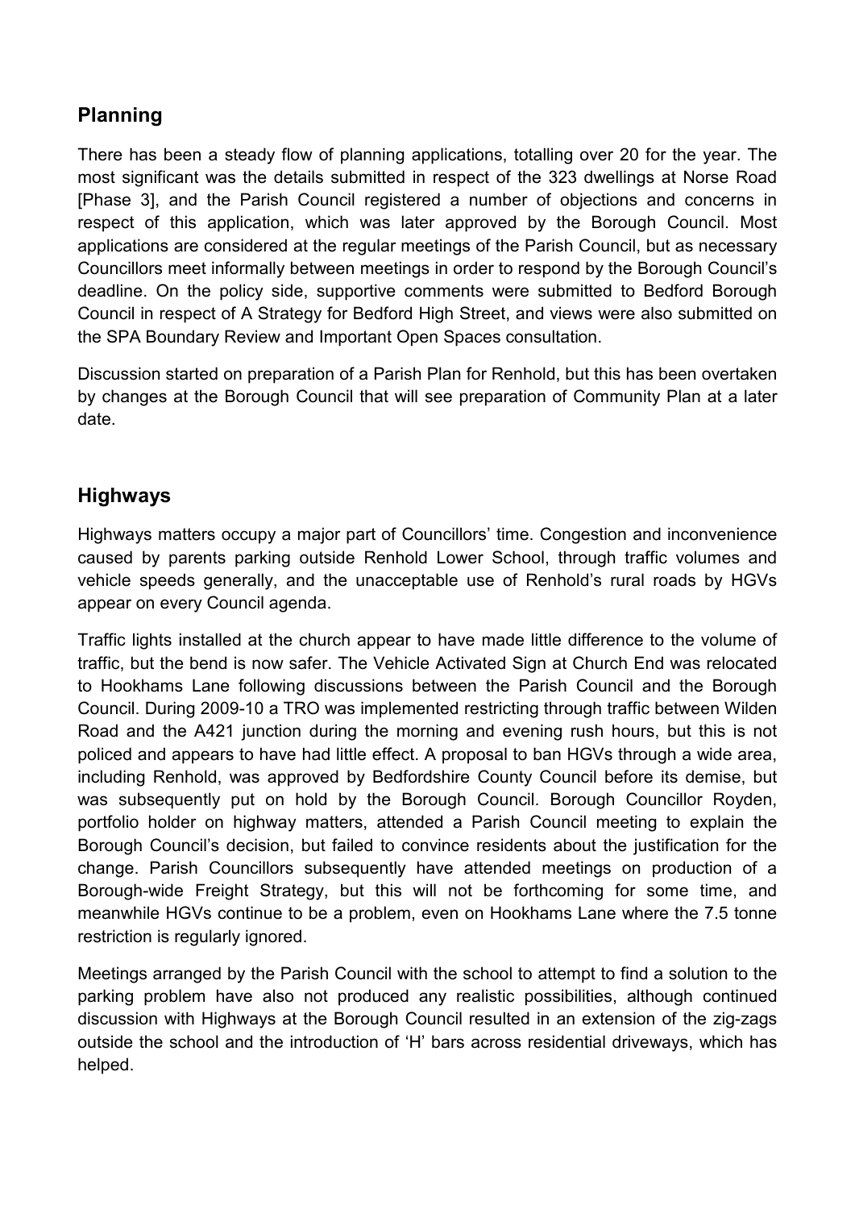## Planning

There has been a steady flow of planning applications, totalling over 20 for the year. The most significant was the details submitted in respect of the 323 dwellings at Norse Road [Phase 3], and the Parish Council registered a number of objections and concerns in respect of this application, which was later approved by the Borough Council. Most applications are considered at the regular meetings of the Parish Council, but as necessary Councillors meet informally between meetings in order to respond by the Borough Council's deadline. On the policy side, supportive comments were submitted to Bedford Borough Council in respect of A Strategy for Bedford High Street, and views were also submitted on the SPA Boundary Review and Important Open Spaces consultation.

Discussion started on preparation of a Parish Plan for Renhold, but this has been overtaken by changes at the Borough Council that will see preparation of Community Plan at a later date.

## Highways

Highways matters occupy a major part of Councillors' time. Congestion and inconvenience caused by parents parking outside Renhold Lower School, through traffic volumes and vehicle speeds generally, and the unacceptable use of Renhold's rural roads by HGVs appear on every Council agenda.

Traffic lights installed at the church appear to have made little difference to the volume of traffic, but the bend is now safer. The Vehicle Activated Sign at Church End was relocated to Hookhams Lane following discussions between the Parish Council and the Borough Council. During 2009-10 a TRO was implemented restricting through traffic between Wilden Road and the A421 junction during the morning and evening rush hours, but this is not policed and appears to have had little effect. A proposal to ban HGVs through a wide area, including Renhold, was approved by Bedfordshire County Council before its demise, but was subsequently put on hold by the Borough Council. Borough Councillor Royden, portfolio holder on highway matters, attended a Parish Council meeting to explain the Borough Council's decision, but failed to convince residents about the justification for the change. Parish Councillors subsequently have attended meetings on production of a Borough-wide Freight Strategy, but this will not be forthcoming for some time, and meanwhile HGVs continue to be a problem, even on Hookhams Lane where the 7.5 tonne restriction is regularly ignored.

Meetings arranged by the Parish Council with the school to attempt to find a solution to the parking problem have also not produced any realistic possibilities, although continued discussion with Highways at the Borough Council resulted in an extension of the zig-zags outside the school and the introduction of 'H' bars across residential driveways, which has helped.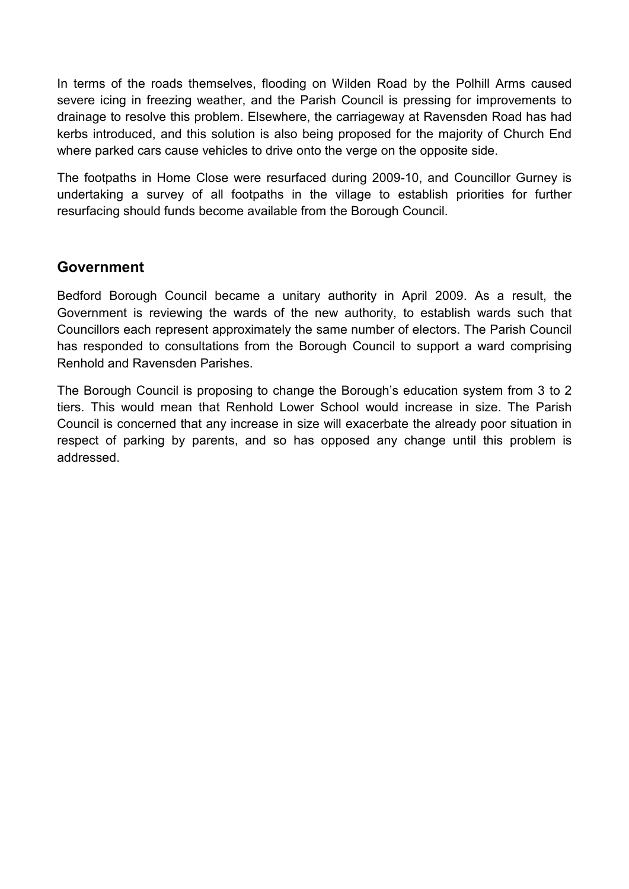In terms of the roads themselves, flooding on Wilden Road by the Polhill Arms caused severe icing in freezing weather, and the Parish Council is pressing for improvements to drainage to resolve this problem. Elsewhere, the carriageway at Ravensden Road has had kerbs introduced, and this solution is also being proposed for the majority of Church End where parked cars cause vehicles to drive onto the verge on the opposite side.

The footpaths in Home Close were resurfaced during 2009-10, and Councillor Gurney is undertaking a survey of all footpaths in the village to establish priorities for further resurfacing should funds become available from the Borough Council.

## Government

Bedford Borough Council became a unitary authority in April 2009. As a result, the Government is reviewing the wards of the new authority, to establish wards such that Councillors each represent approximately the same number of electors. The Parish Council has responded to consultations from the Borough Council to support a ward comprising Renhold and Ravensden Parishes.

The Borough Council is proposing to change the Borough's education system from 3 to 2 tiers. This would mean that Renhold Lower School would increase in size. The Parish Council is concerned that any increase in size will exacerbate the already poor situation in respect of parking by parents, and so has opposed any change until this problem is addressed.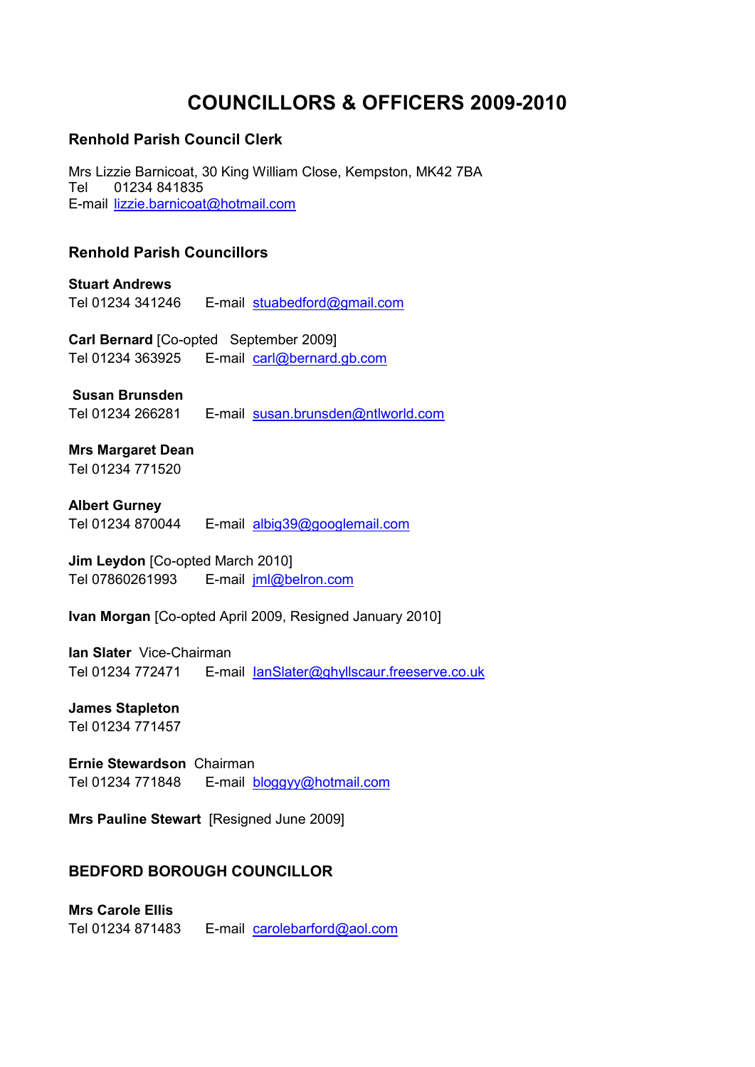# COUNCILLORS & OFFICERS 2009-2010

## Renhold Parish Council Clerk

Mrs Lizzie Barnicoat, 30 King William Close, Kempston, MK42 7BA
Tel 01234 841835
E-mail lizzie.barnicoat@hotmail.com

## Renhold Parish Councillors

**Stuart Andrews**
Tel 01234 341246 E-mail stuabedford@gmail.com

**Carl Bernard** [Co-opted September 2009]
Tel 01234 363925 E-mail carl@bernard.gb.com

**Susan Brunsden**
Tel 01234 266281 E-mail susan.brunsden@ntlworld.com

**Mrs Margaret Dean**
Tel 01234 771520

**Albert Gurney**
Tel 01234 870044 E-mail albig39@googlemail.com

**Jim Leydon** [Co-opted March 2010]
Tel 07860261993 E-mail jml@belron.com

**Ivan Morgan** [Co-opted April 2009, Resigned January 2010]

**Ian Slater** Vice-Chairman
Tel 01234 772471 E-mail IanSlater@ghyllscaur.freeserve.co.uk

**James Stapleton**
Tel 01234 771457

**Ernie Stewardson** Chairman
Tel 01234 771848 E-mail bloggyy@hotmail.com

**Mrs Pauline Stewart** [Resigned June 2009]

## BEDFORD BOROUGH COUNCILLOR

**Mrs Carole Ellis**
Tel 01234 871483 E-mail carolebarford@aol.com